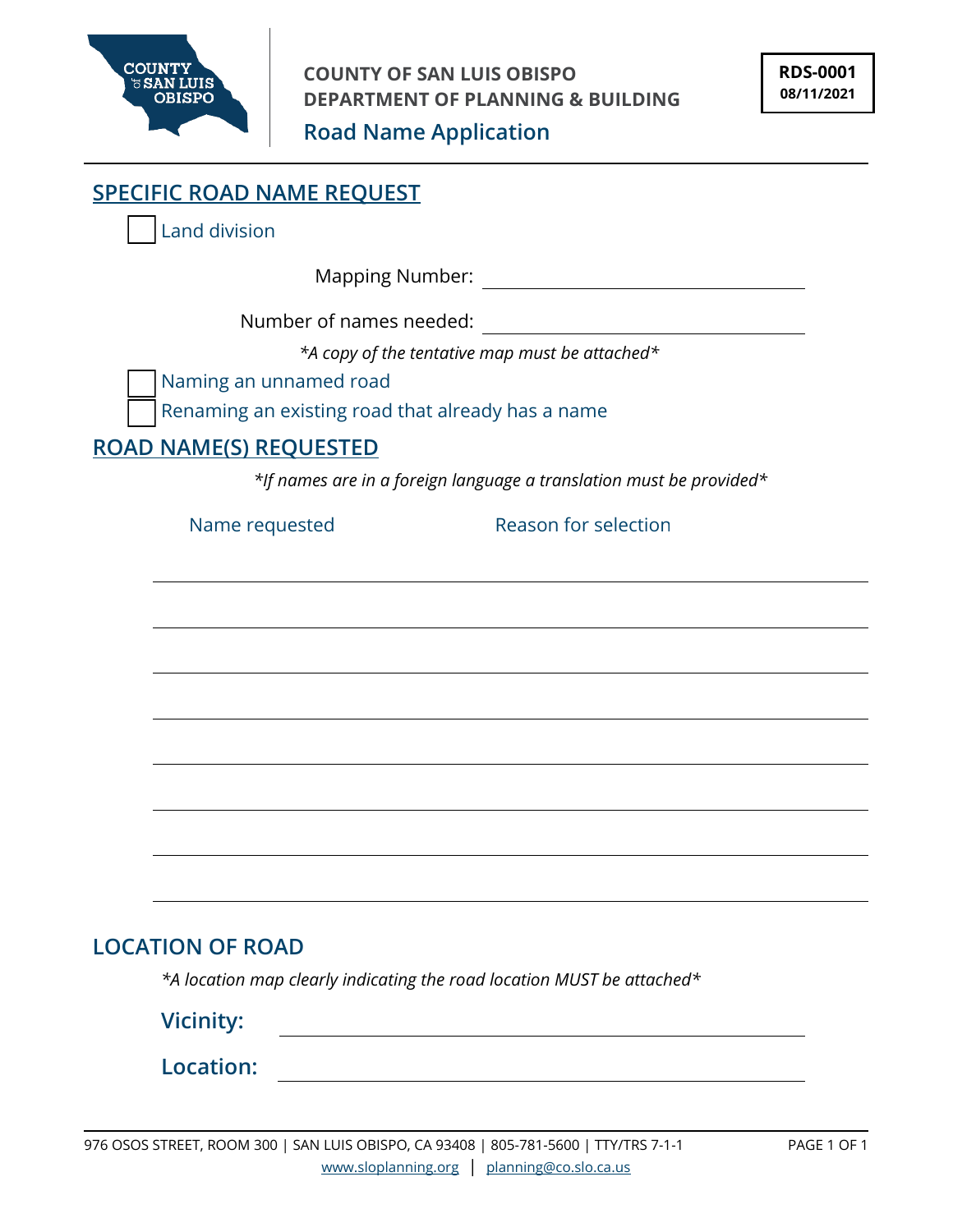COUNTY OF SAN LUIS OBISPO
DEPARTMENT OF PLANNING & BUILDING

# Road Name Application

**RDS-0001**
**08/11/2021**

## SPECIFIC ROAD NAME REQUEST

☐ Land division

Mapping Number: ______________________________

Number of names needed: ______________________________

*\*A copy of the tentative map must be attached\**

☐ Naming an unnamed road

☐ Renaming an existing road that already has a name

## ROAD NAME(S) REQUESTED

*\*If names are in a foreign language a translation must be provided\**

| Name requested | Reason for selection |
|---|---|
| | |
| | |
| | |
| | |
| | |
| | |
| | |
| | |

## LOCATION OF ROAD

*\*A location map clearly indicating the road location MUST be attached\**

**Vicinity:** ______________________________

**Location:** ______________________________

976 OSOS STREET, ROOM 300 | SAN LUIS OBISPO, CA 93408 | 805-781-5600 | TTY/TRS 7-1-1
www.sloplanning.org | planning@co.slo.ca.us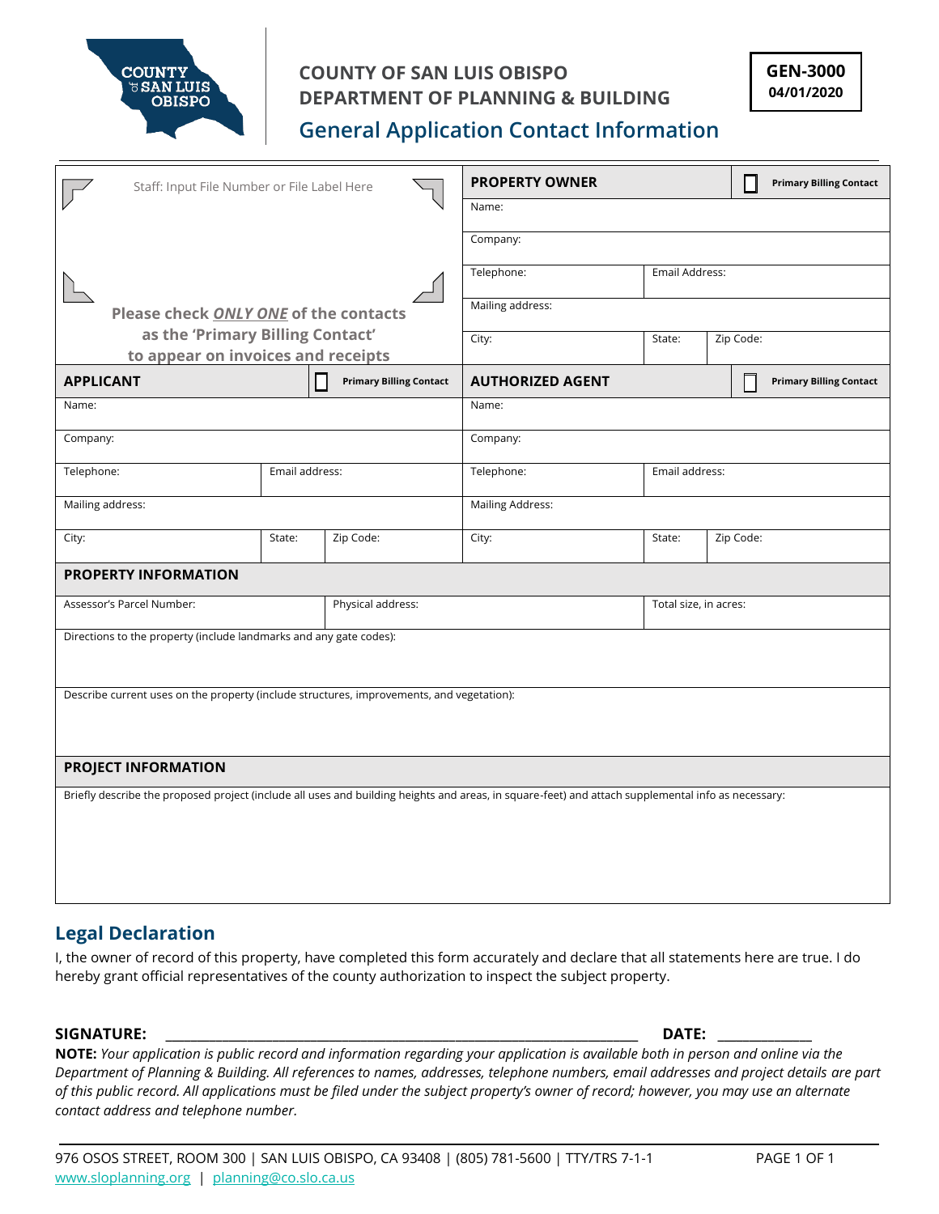COUNTY OF SAN LUIS OBISPO
DEPARTMENT OF PLANNING & BUILDING

# General Application Contact Information

**GEN-3000**
**04/01/2020**

| | |
|---|---|
| Staff: Input File Number or File Label Here | **PROPERTY OWNER** ☐ **Primary Billing Contact** |
| | Name: |
| | Company: |
| | Telephone: \| Email Address: |
| **Please check *ONLY ONE* of the contacts as the 'Primary Billing Contact' to appear on invoices and receipts** | Mailing address: |
| | City: \| State: \| Zip Code: |

| **APPLICANT** ☐ **Primary Billing Contact** | | | **AUTHORIZED AGENT** ☐ **Primary Billing Contact** | | |
|---|---|---|---|---|---|
| Name: | | | Name: | | |
| Company: | | | Company: | | |
| Telephone: | Email address: | | Telephone: | Email address: | |
| Mailing address: | | | Mailing Address: | | |
| City: | State: | Zip Code: | City: | State: | Zip Code: |

| **PROPERTY INFORMATION** | | |
|---|---|---|
| Assessor's Parcel Number: | Physical address: | Total size, in acres: |
| Directions to the property (include landmarks and any gate codes): | | |
| Describe current uses on the property (include structures, improvements, and vegetation): | | |

| **PROJECT INFORMATION** |
|---|
| Briefly describe the proposed project (include all uses and building heights and areas, in square-feet) and attach supplemental info as necessary: |

## Legal Declaration

I, the owner of record of this property, have completed this form accurately and declare that all statements here are true. I do hereby grant official representatives of the county authorization to inspect the subject property.

**SIGNATURE:** ____________________________________________ **DATE:** __________

**NOTE:** *Your application is public record and information regarding your application is available both in person and online via the Department of Planning & Building. All references to names, addresses, telephone numbers, email addresses and project details are part of this public record. All applications must be filed under the subject property's owner of record; however, you may use an alternate contact address and telephone number.*

976 OSOS STREET, ROOM 300 | SAN LUIS OBISPO, CA 93408 | (805) 781-5600 | TTY/TRS 7-1-1
www.sloplanning.org | planning@co.slo.ca.us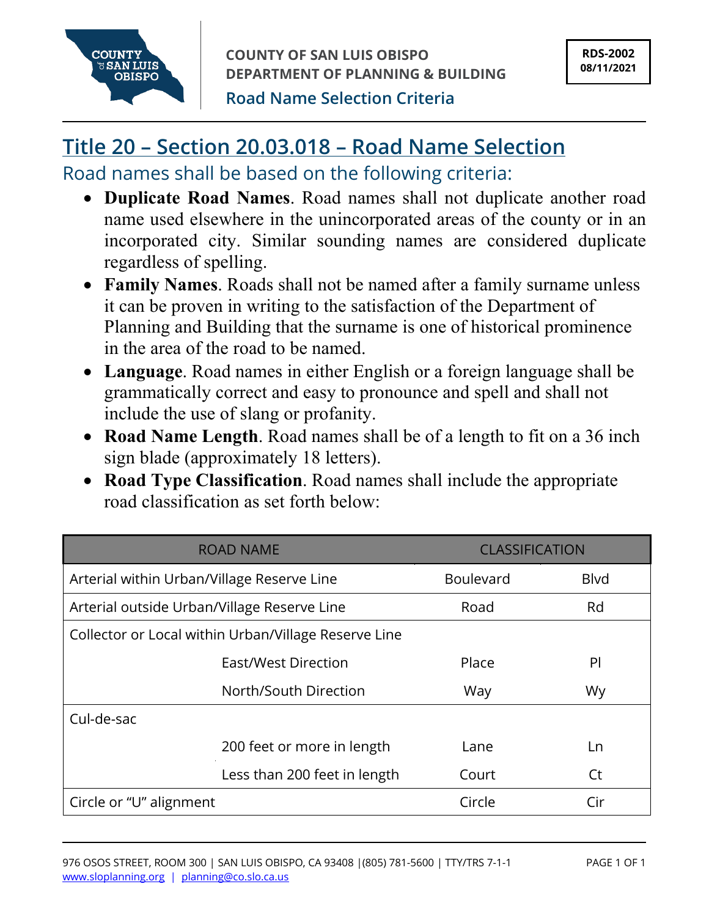COUNTY OF SAN LUIS OBISPO
DEPARTMENT OF PLANNING & BUILDING

Road Name Selection Criteria

RDS-2002
08/11/2021

# Title 20 – Section 20.03.018 – Road Name Selection

## Road names shall be based on the following criteria:

- **Duplicate Road Names**. Road names shall not duplicate another road name used elsewhere in the unincorporated areas of the county or in an incorporated city. Similar sounding names are considered duplicate regardless of spelling.
- **Family Names**. Roads shall not be named after a family surname unless it can be proven in writing to the satisfaction of the Department of Planning and Building that the surname is one of historical prominence in the area of the road to be named.
- **Language**. Road names in either English or a foreign language shall be grammatically correct and easy to pronounce and spell and shall not include the use of slang or profanity.
- **Road Name Length**. Road names shall be of a length to fit on a 36 inch sign blade (approximately 18 letters).
- **Road Type Classification**. Road names shall include the appropriate road classification as set forth below:

| ROAD NAME | | CLASSIFICATION | |
|---|---|---|---|
| Arterial within Urban/Village Reserve Line | | Boulevard | Blvd |
| Arterial outside Urban/Village Reserve Line | | Road | Rd |
| Collector or Local within Urban/Village Reserve Line | | | |
| | East/West Direction | Place | Pl |
| | North/South Direction | Way | Wy |
| Cul-de-sac | | | |
| | 200 feet or more in length | Lane | Ln |
| | Less than 200 feet in length | Court | Ct |
| Circle or "U" alignment | | Circle | Cir |

976 OSOS STREET, ROOM 300 | SAN LUIS OBISPO, CA 93408 | (805) 781-5600 | TTY/TRS 7-1-1
www.sloplanning.org | planning@co.slo.ca.us